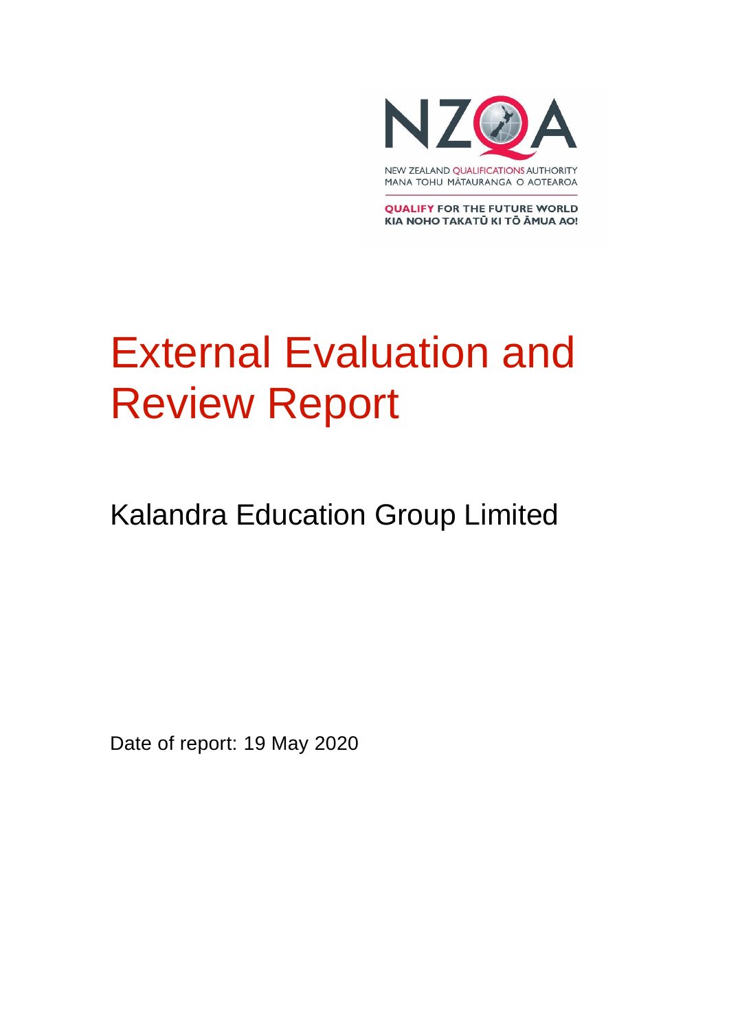NEW ZEALAND QUALIFICATIONS AUTHORITY
MANA TOHU MĀTAURANGA O AOTEAROA

QUALIFY FOR THE FUTURE WORLD
KIA NOHO TAKATŪ KI TŌ ĀMUA AO!

# External Evaluation and Review Report

## Kalandra Education Group Limited

Date of report: 19 May 2020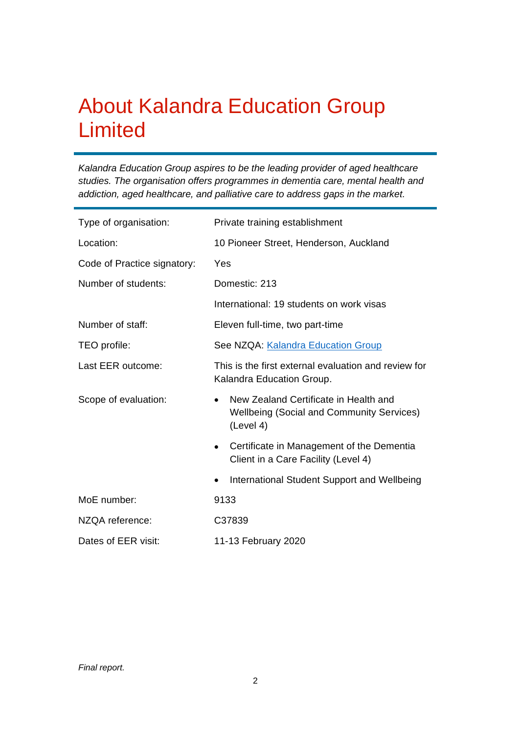# About Kalandra Education Group Limited

*Kalandra Education Group aspires to be the leading provider of aged healthcare studies. The organisation offers programmes in dementia care, mental health and addiction, aged healthcare, and palliative care to address gaps in the market.*

| | |
|---|---|
| Type of organisation: | Private training establishment |
| Location: | 10 Pioneer Street, Henderson, Auckland |
| Code of Practice signatory: | Yes |
| Number of students: | Domestic: 213<br>International: 19 students on work visas |
| Number of staff: | Eleven full-time, two part-time |
| TEO profile: | See NZQA: Kalandra Education Group |
| Last EER outcome: | This is the first external evaluation and review for Kalandra Education Group. |
| Scope of evaluation: | • New Zealand Certificate in Health and Wellbeing (Social and Community Services) (Level 4)<br>• Certificate in Management of the Dementia Client in a Care Facility (Level 4)<br>• International Student Support and Wellbeing |
| MoE number: | 9133 |
| NZQA reference: | C37839 |
| Dates of EER visit: | 11-13 February 2020 |

*Final report.*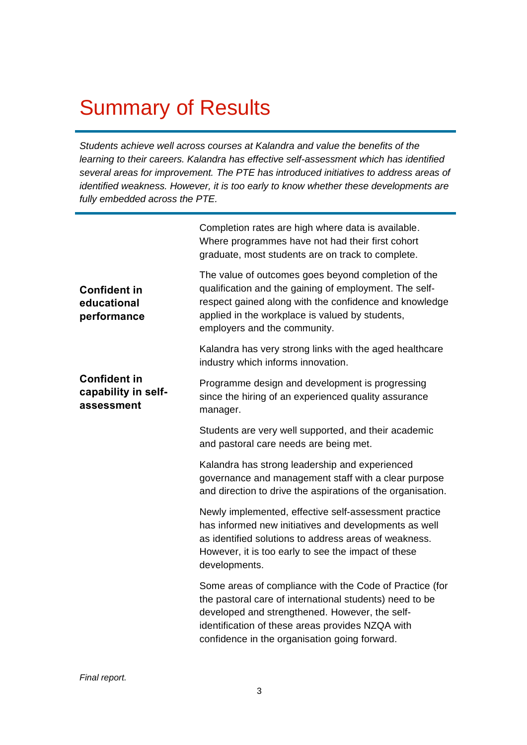# Summary of Results

*Students achieve well across courses at Kalandra and value the benefits of the learning to their careers. Kalandra has effective self-assessment which has identified several areas for improvement. The PTE has introduced initiatives to address areas of identified weakness. However, it is too early to know whether these developments are fully embedded across the PTE.*

| | |
|---|---|
| **Confident in educational performance**<br><br>**Confident in capability in self-assessment** | Completion rates are high where data is available. Where programmes have not had their first cohort graduate, most students are on track to complete.<br><br>The value of outcomes goes beyond completion of the qualification and the gaining of employment. The self-respect gained along with the confidence and knowledge applied in the workplace is valued by students, employers and the community.<br><br>Kalandra has very strong links with the aged healthcare industry which informs innovation.<br><br>Programme design and development is progressing since the hiring of an experienced quality assurance manager.<br><br>Students are very well supported, and their academic and pastoral care needs are being met.<br><br>Kalandra has strong leadership and experienced governance and management staff with a clear purpose and direction to drive the aspirations of the organisation.<br><br>Newly implemented, effective self-assessment practice has informed new initiatives and developments as well as identified solutions to address areas of weakness. However, it is too early to see the impact of these developments.<br><br>Some areas of compliance with the Code of Practice (for the pastoral care of international students) need to be developed and strengthened. However, the self-identification of these areas provides NZQA with confidence in the organisation going forward. |

*Final report.*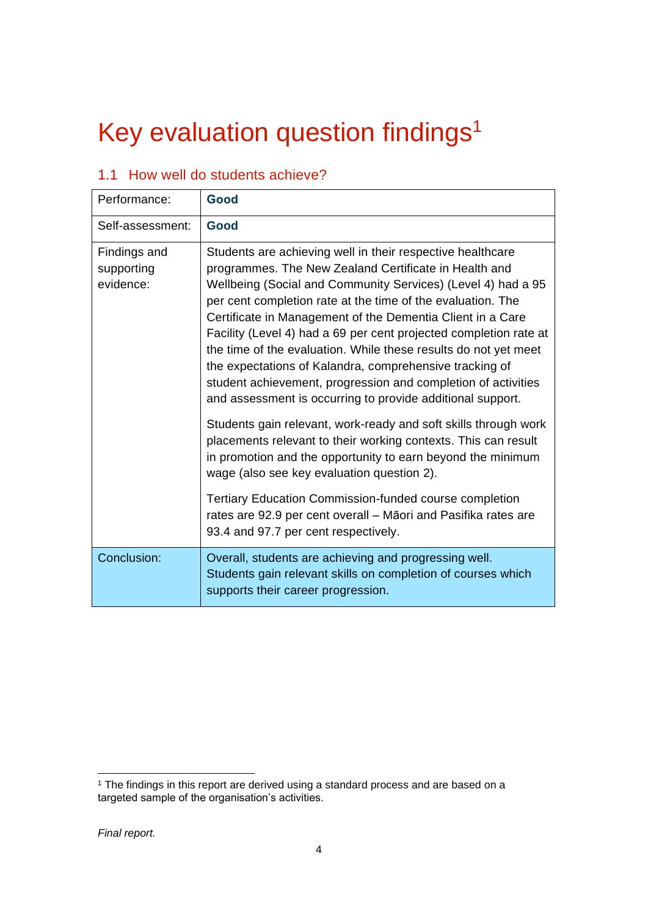# Key evaluation question findings[1]

## 1.1 How well do students achieve?

| Performance: | **Good** |
|---|---|
| Self-assessment: | **Good** |
| Findings and supporting evidence: | Students are achieving well in their respective healthcare programmes. The New Zealand Certificate in Health and Wellbeing (Social and Community Services) (Level 4) had a 95 per cent completion rate at the time of the evaluation. The Certificate in Management of the Dementia Client in a Care Facility (Level 4) had a 69 per cent projected completion rate at the time of the evaluation. While these results do not yet meet the expectations of Kalandra, comprehensive tracking of student achievement, progression and completion of activities and assessment is occurring to provide additional support.<br><br>Students gain relevant, work-ready and soft skills through work placements relevant to their working contexts. This can result in promotion and the opportunity to earn beyond the minimum wage (also see key evaluation question 2).<br><br>Tertiary Education Commission-funded course completion rates are 92.9 per cent overall – Māori and Pasifika rates are 93.4 and 97.7 per cent respectively. |
| Conclusion: | Overall, students are achieving and progressing well. Students gain relevant skills on completion of courses which supports their career progression. |

[1] The findings in this report are derived using a standard process and are based on a targeted sample of the organisation's activities.

*Final report.*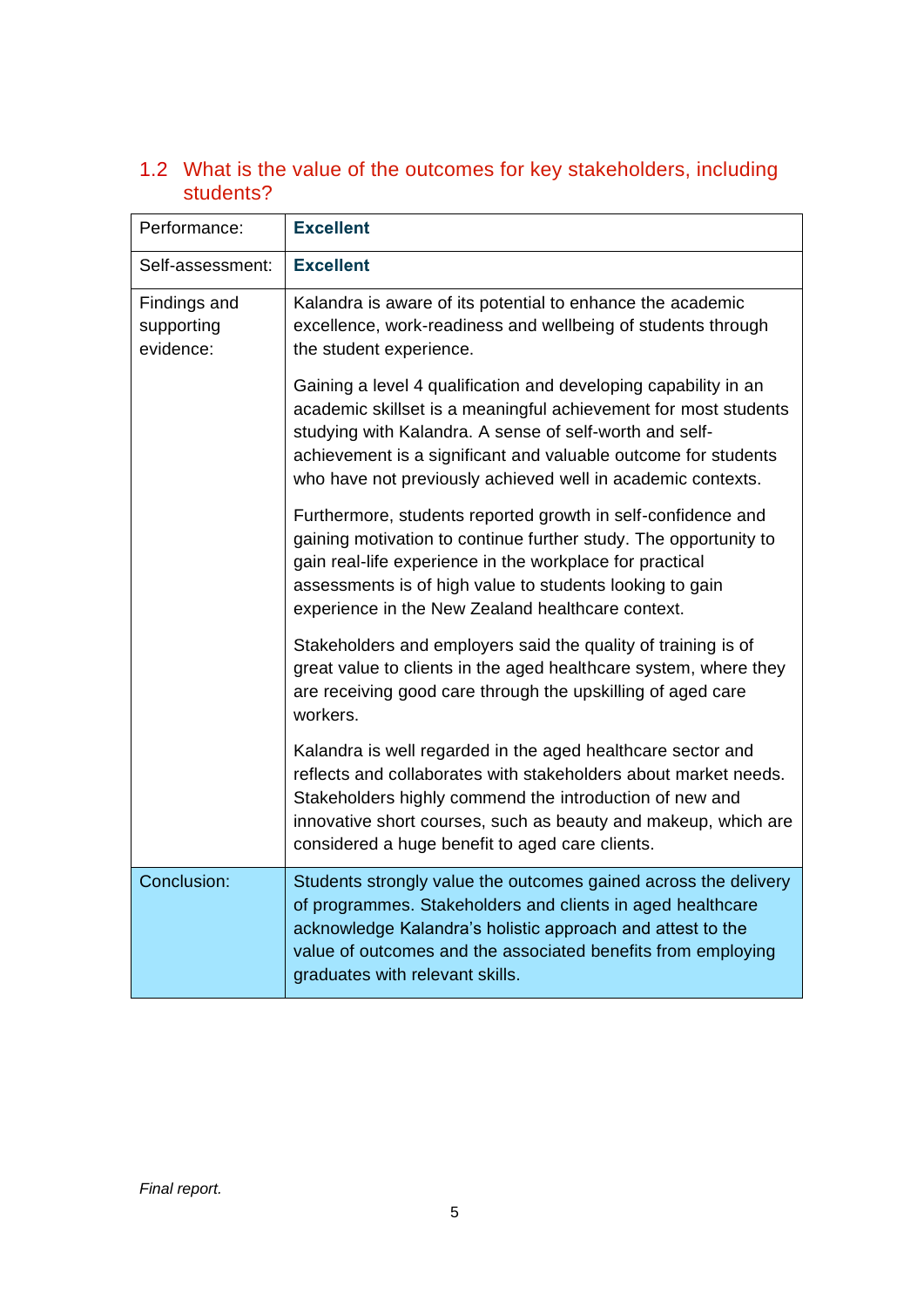## 1.2 What is the value of the outcomes for key stakeholders, including students?

| | |
|---|---|
| Performance: | **Excellent** |
| Self-assessment: | **Excellent** |
| Findings and supporting evidence: | Kalandra is aware of its potential to enhance the academic excellence, work-readiness and wellbeing of students through the student experience.<br><br>Gaining a level 4 qualification and developing capability in an academic skillset is a meaningful achievement for most students studying with Kalandra. A sense of self-worth and self-achievement is a significant and valuable outcome for students who have not previously achieved well in academic contexts.<br><br>Furthermore, students reported growth in self-confidence and gaining motivation to continue further study. The opportunity to gain real-life experience in the workplace for practical assessments is of high value to students looking to gain experience in the New Zealand healthcare context.<br><br>Stakeholders and employers said the quality of training is of great value to clients in the aged healthcare system, where they are receiving good care through the upskilling of aged care workers.<br><br>Kalandra is well regarded in the aged healthcare sector and reflects and collaborates with stakeholders about market needs. Stakeholders highly commend the introduction of new and innovative short courses, such as beauty and makeup, which are considered a huge benefit to aged care clients. |
| Conclusion: | Students strongly value the outcomes gained across the delivery of programmes. Stakeholders and clients in aged healthcare acknowledge Kalandra's holistic approach and attest to the value of outcomes and the associated benefits from employing graduates with relevant skills. |

*Final report.*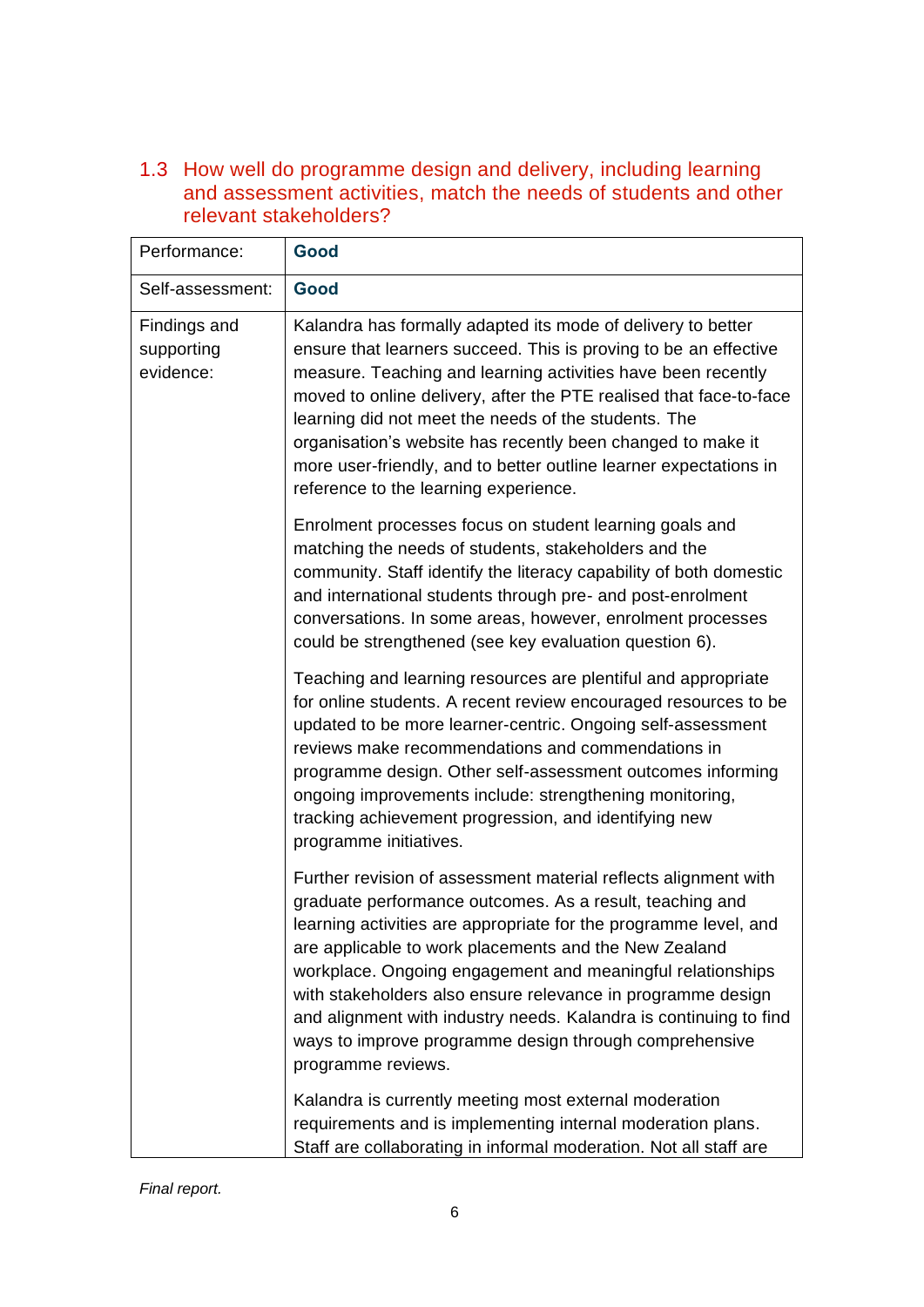## 1.3 How well do programme design and delivery, including learning and assessment activities, match the needs of students and other relevant stakeholders?

| Performance: | **Good** |
|---|---|
| Self-assessment: | **Good** |
| Findings and supporting evidence: | Kalandra has formally adapted its mode of delivery to better ensure that learners succeed. This is proving to be an effective measure. Teaching and learning activities have been recently moved to online delivery, after the PTE realised that face-to-face learning did not meet the needs of the students. The organisation's website has recently been changed to make it more user-friendly, and to better outline learner expectations in reference to the learning experience.<br><br>Enrolment processes focus on student learning goals and matching the needs of students, stakeholders and the community. Staff identify the literacy capability of both domestic and international students through pre- and post-enrolment conversations. In some areas, however, enrolment processes could be strengthened (see key evaluation question 6).<br><br>Teaching and learning resources are plentiful and appropriate for online students. A recent review encouraged resources to be updated to be more learner-centric. Ongoing self-assessment reviews make recommendations and commendations in programme design. Other self-assessment outcomes informing ongoing improvements include: strengthening monitoring, tracking achievement progression, and identifying new programme initiatives.<br><br>Further revision of assessment material reflects alignment with graduate performance outcomes. As a result, teaching and learning activities are appropriate for the programme level, and are applicable to work placements and the New Zealand workplace. Ongoing engagement and meaningful relationships with stakeholders also ensure relevance in programme design and alignment with industry needs. Kalandra is continuing to find ways to improve programme design through comprehensive programme reviews.<br><br>Kalandra is currently meeting most external moderation requirements and is implementing internal moderation plans. Staff are collaborating in informal moderation. Not all staff are |

*Final report.*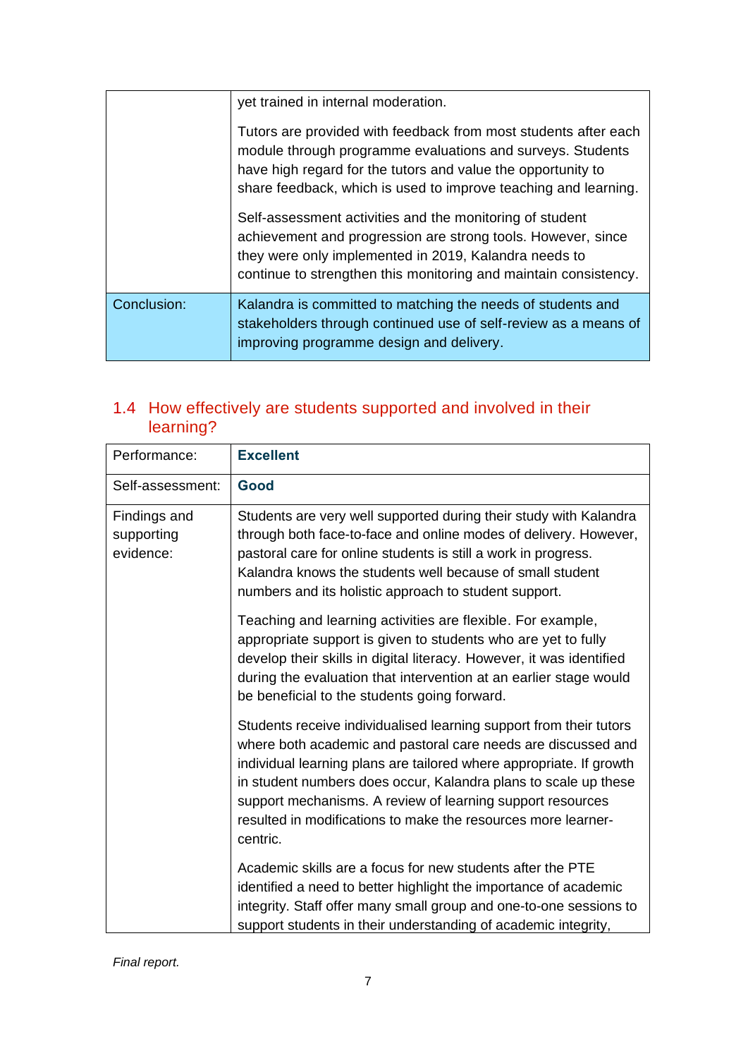| | |
|---|---|
| | yet trained in internal moderation.<br><br>Tutors are provided with feedback from most students after each module through programme evaluations and surveys. Students have high regard for the tutors and value the opportunity to share feedback, which is used to improve teaching and learning.<br><br>Self-assessment activities and the monitoring of student achievement and progression are strong tools. However, since they were only implemented in 2019, Kalandra needs to continue to strengthen this monitoring and maintain consistency. |
| Conclusion: | Kalandra is committed to matching the needs of students and stakeholders through continued use of self-review as a means of improving programme design and delivery. |

## 1.4 How effectively are students supported and involved in their learning?

| | |
|---|---|
| Performance: | **Excellent** |
| Self-assessment: | **Good** |
| Findings and supporting evidence: | Students are very well supported during their study with Kalandra through both face-to-face and online modes of delivery. However, pastoral care for online students is still a work in progress. Kalandra knows the students well because of small student numbers and its holistic approach to student support.<br><br>Teaching and learning activities are flexible. For example, appropriate support is given to students who are yet to fully develop their skills in digital literacy. However, it was identified during the evaluation that intervention at an earlier stage would be beneficial to the students going forward.<br><br>Students receive individualised learning support from their tutors where both academic and pastoral care needs are discussed and individual learning plans are tailored where appropriate. If growth in student numbers does occur, Kalandra plans to scale up these support mechanisms. A review of learning support resources resulted in modifications to make the resources more learner-centric.<br><br>Academic skills are a focus for new students after the PTE identified a need to better highlight the importance of academic integrity. Staff offer many small group and one-to-one sessions to support students in their understanding of academic integrity, |

*Final report.*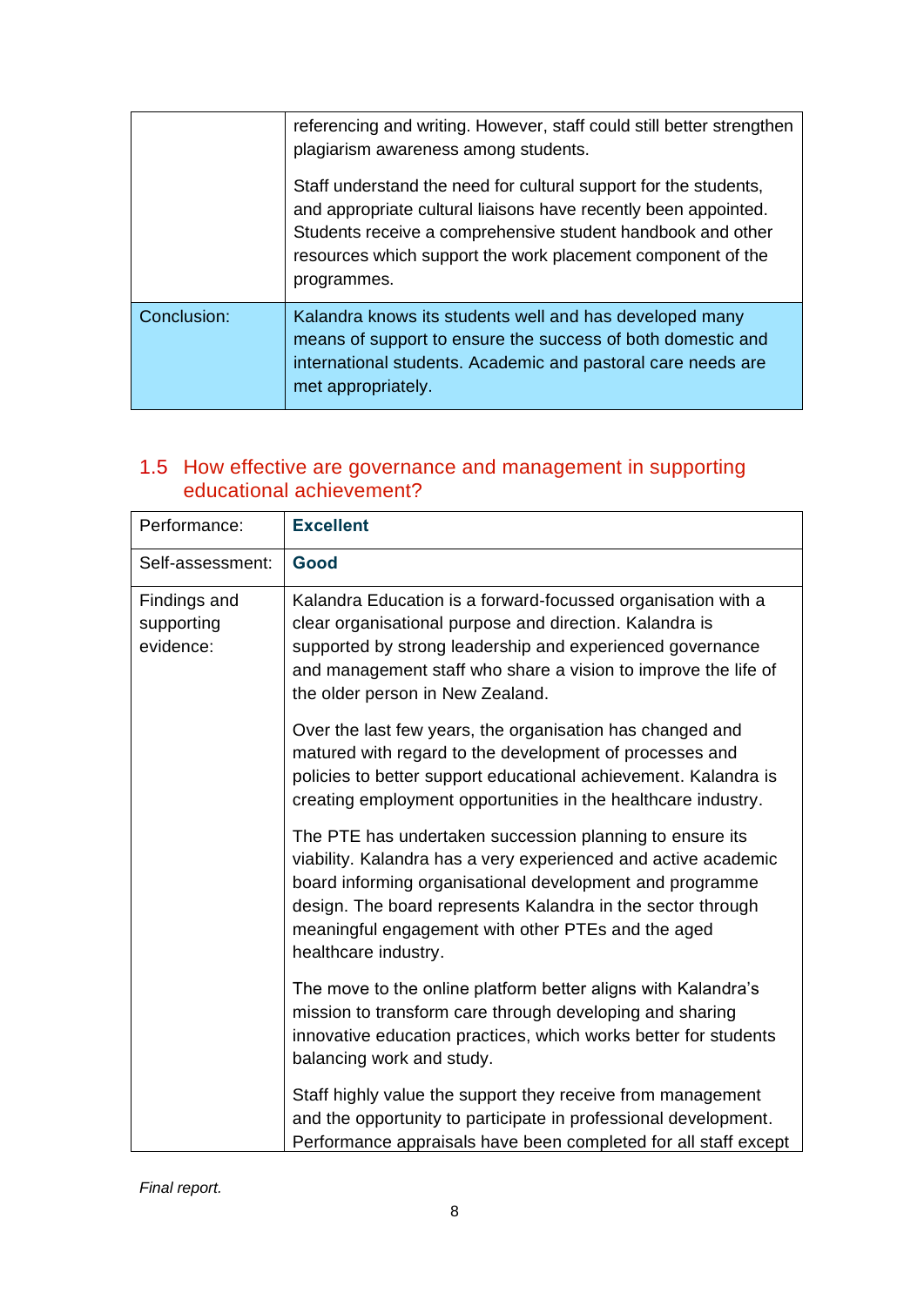| | |
|---|---|
| | referencing and writing. However, staff could still better strengthen plagiarism awareness among students.<br><br>Staff understand the need for cultural support for the students, and appropriate cultural liaisons have recently been appointed. Students receive a comprehensive student handbook and other resources which support the work placement component of the programmes. |
| Conclusion: | Kalandra knows its students well and has developed many means of support to ensure the success of both domestic and international students. Academic and pastoral care needs are met appropriately. |

## 1.5 How effective are governance and management in supporting educational achievement?

| | |
|---|---|
| Performance: | **Excellent** |
| Self-assessment: | **Good** |
| Findings and supporting evidence: | Kalandra Education is a forward-focussed organisation with a clear organisational purpose and direction. Kalandra is supported by strong leadership and experienced governance and management staff who share a vision to improve the life of the older person in New Zealand.<br><br>Over the last few years, the organisation has changed and matured with regard to the development of processes and policies to better support educational achievement. Kalandra is creating employment opportunities in the healthcare industry.<br><br>The PTE has undertaken succession planning to ensure its viability. Kalandra has a very experienced and active academic board informing organisational development and programme design. The board represents Kalandra in the sector through meaningful engagement with other PTEs and the aged healthcare industry.<br><br>The move to the online platform better aligns with Kalandra's mission to transform care through developing and sharing innovative education practices, which works better for students balancing work and study.<br><br>Staff highly value the support they receive from management and the opportunity to participate in professional development. Performance appraisals have been completed for all staff except |

*Final report.*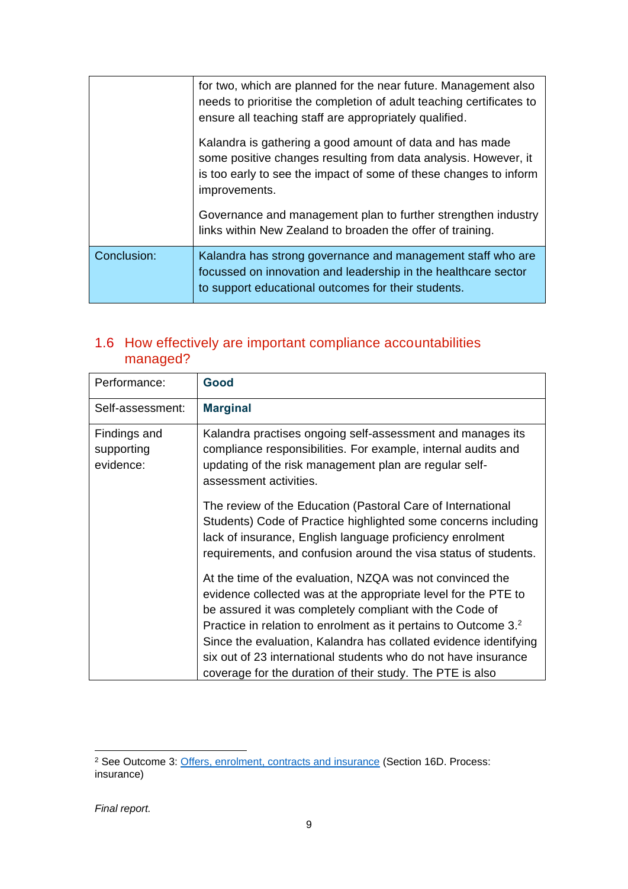|  |  |
| --- | --- |
|  | for two, which are planned for the near future. Management also needs to prioritise the completion of adult teaching certificates to ensure all teaching staff are appropriately qualified.<br><br>Kalandra is gathering a good amount of data and has made some positive changes resulting from data analysis. However, it is too early to see the impact of some of these changes to inform improvements.<br><br>Governance and management plan to further strengthen industry links within New Zealand to broaden the offer of training. |
| Conclusion: | Kalandra has strong governance and management staff who are focussed on innovation and leadership in the healthcare sector to support educational outcomes for their students. |

## 1.6 How effectively are important compliance accountabilities managed?

|  |  |
| --- | --- |
| Performance: | **Good** |
| Self-assessment: | **Marginal** |
| Findings and supporting evidence: | Kalandra practises ongoing self-assessment and manages its compliance responsibilities. For example, internal audits and updating of the risk management plan are regular self-assessment activities.<br><br>The review of the Education (Pastoral Care of International Students) Code of Practice highlighted some concerns including lack of insurance, English language proficiency enrolment requirements, and confusion around the visa status of students.<br><br>At the time of the evaluation, NZQA was not convinced the evidence collected was at the appropriate level for the PTE to be assured it was completely compliant with the Code of Practice in relation to enrolment as it pertains to Outcome 3.[2] Since the evaluation, Kalandra has collated evidence identifying six out of 23 international students who do not have insurance coverage for the duration of their study. The PTE is also |

[2] See Outcome 3: Offers, enrolment, contracts and insurance (Section 16D. Process: insurance)

*Final report.*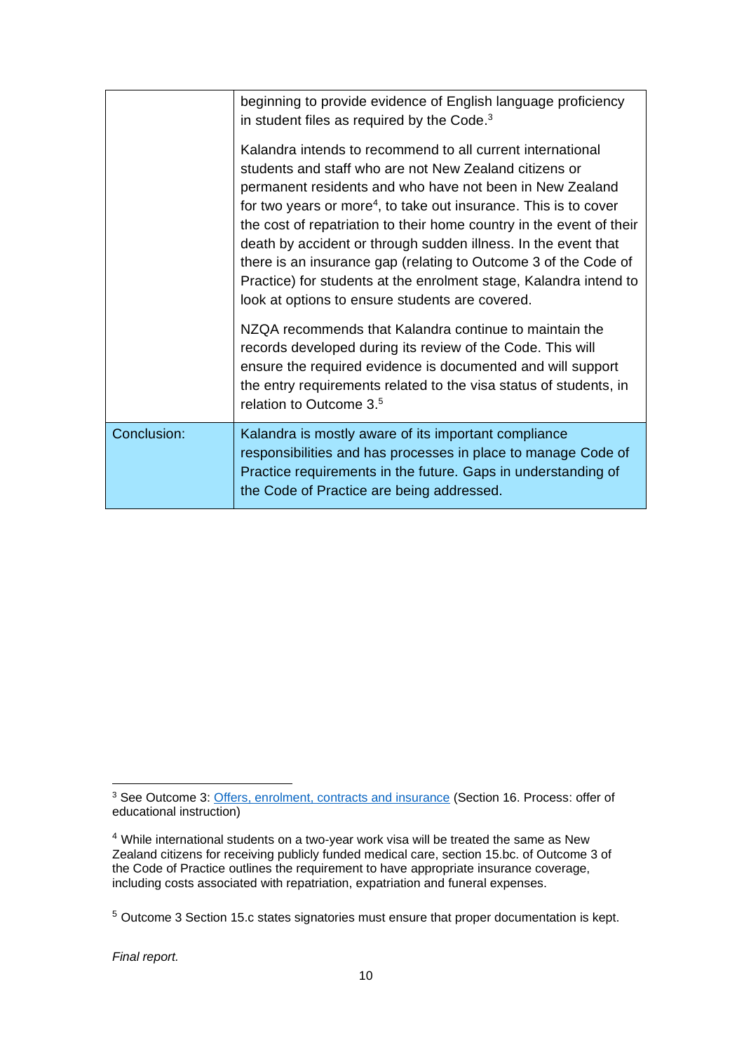| | |
|---|---|
| | beginning to provide evidence of English language proficiency in student files as required by the Code.[3]<br><br>Kalandra intends to recommend to all current international students and staff who are not New Zealand citizens or permanent residents and who have not been in New Zealand for two years or more[4], to take out insurance. This is to cover the cost of repatriation to their home country in the event of their death by accident or through sudden illness. In the event that there is an insurance gap (relating to Outcome 3 of the Code of Practice) for students at the enrolment stage, Kalandra intend to look at options to ensure students are covered.<br><br>NZQA recommends that Kalandra continue to maintain the records developed during its review of the Code. This will ensure the required evidence is documented and will support the entry requirements related to the visa status of students, in relation to Outcome 3.[5] |
| Conclusion: | Kalandra is mostly aware of its important compliance responsibilities and has processes in place to manage Code of Practice requirements in the future. Gaps in understanding of the Code of Practice are being addressed. |

[3] See Outcome 3: [Offers, enrolment, contracts and insurance]() (Section 16. Process: offer of educational instruction)

[4] While international students on a two-year work visa will be treated the same as New Zealand citizens for receiving publicly funded medical care, section 15.bc. of Outcome 3 of the Code of Practice outlines the requirement to have appropriate insurance coverage, including costs associated with repatriation, expatriation and funeral expenses.

[5] Outcome 3 Section 15.c states signatories must ensure that proper documentation is kept.

*Final report.*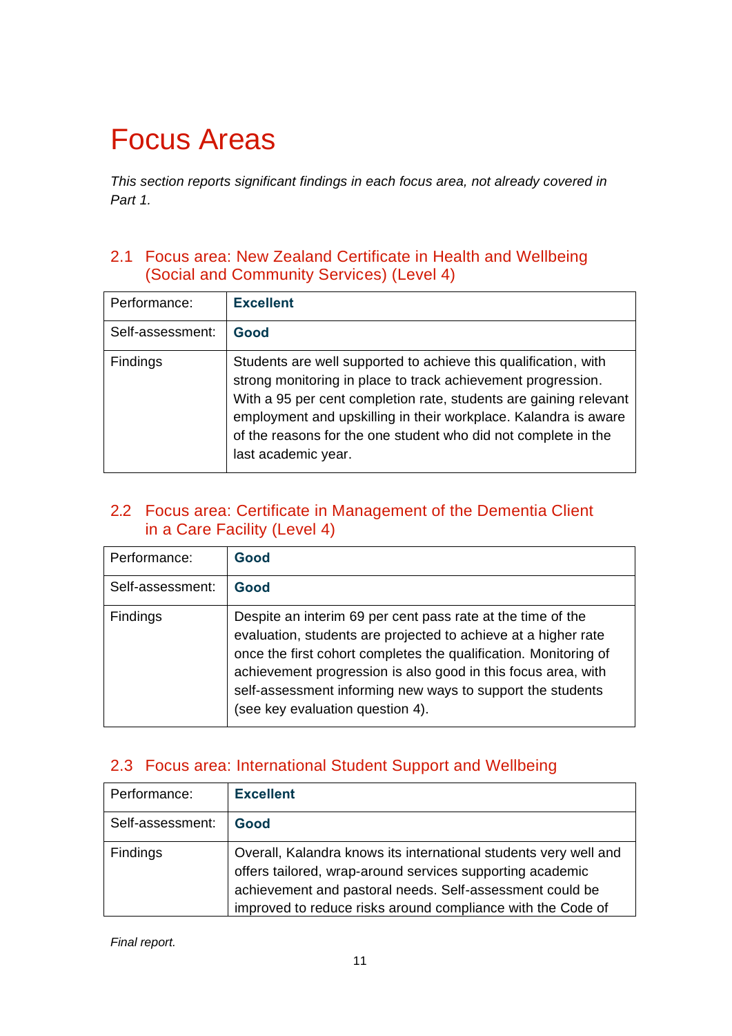# Focus Areas

*This section reports significant findings in each focus area, not already covered in Part 1.*

## 2.1 Focus area: New Zealand Certificate in Health and Wellbeing (Social and Community Services) (Level 4)

| Performance: | **Excellent** |
|---|---|
| Self-assessment: | **Good** |
| Findings | Students are well supported to achieve this qualification, with strong monitoring in place to track achievement progression. With a 95 per cent completion rate, students are gaining relevant employment and upskilling in their workplace. Kalandra is aware of the reasons for the one student who did not complete in the last academic year. |

## 2.2 Focus area: Certificate in Management of the Dementia Client in a Care Facility (Level 4)

| Performance: | **Good** |
|---|---|
| Self-assessment: | **Good** |
| Findings | Despite an interim 69 per cent pass rate at the time of the evaluation, students are projected to achieve at a higher rate once the first cohort completes the qualification. Monitoring of achievement progression is also good in this focus area, with self-assessment informing new ways to support the students (see key evaluation question 4). |

## 2.3 Focus area: International Student Support and Wellbeing

| Performance: | **Excellent** |
|---|---|
| Self-assessment: | **Good** |
| Findings | Overall, Kalandra knows its international students very well and offers tailored, wrap-around services supporting academic achievement and pastoral needs. Self-assessment could be improved to reduce risks around compliance with the Code of |

*Final report.*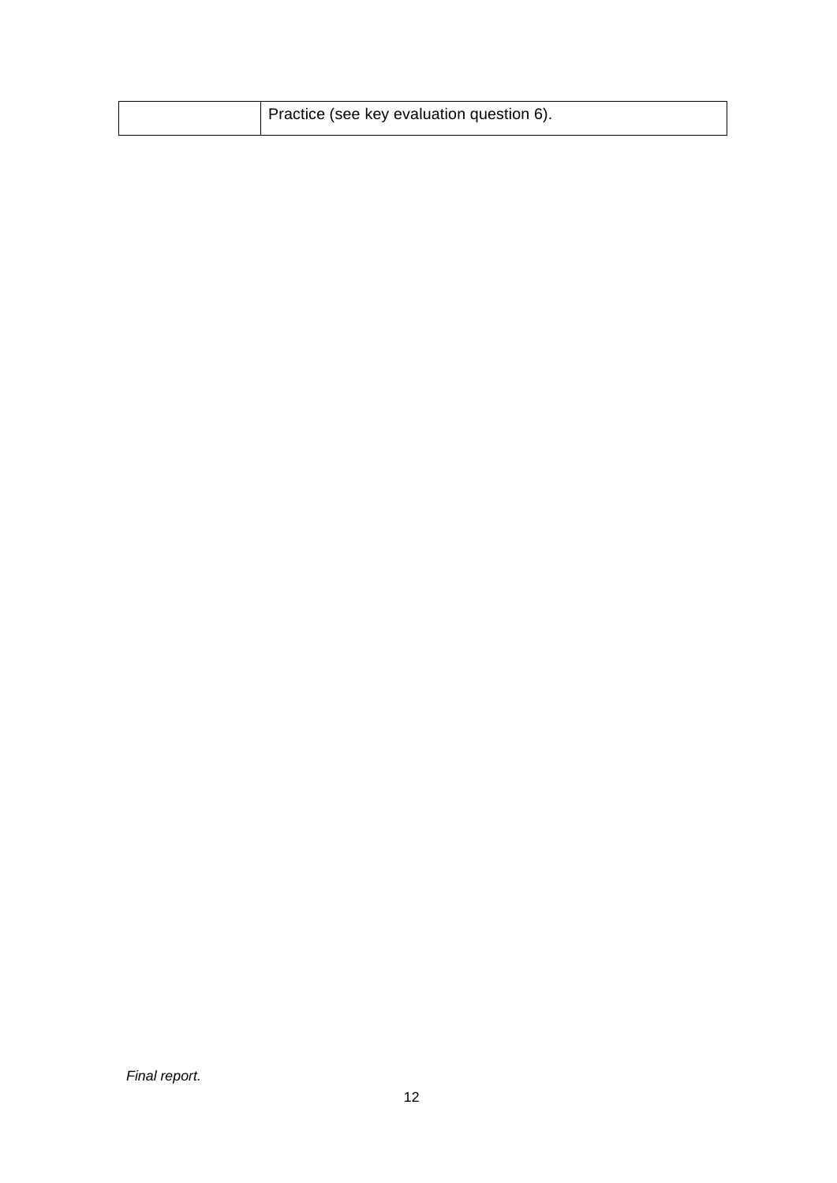|  | Practice (see key evaluation question 6). |
| --- | --- |

*Final report.*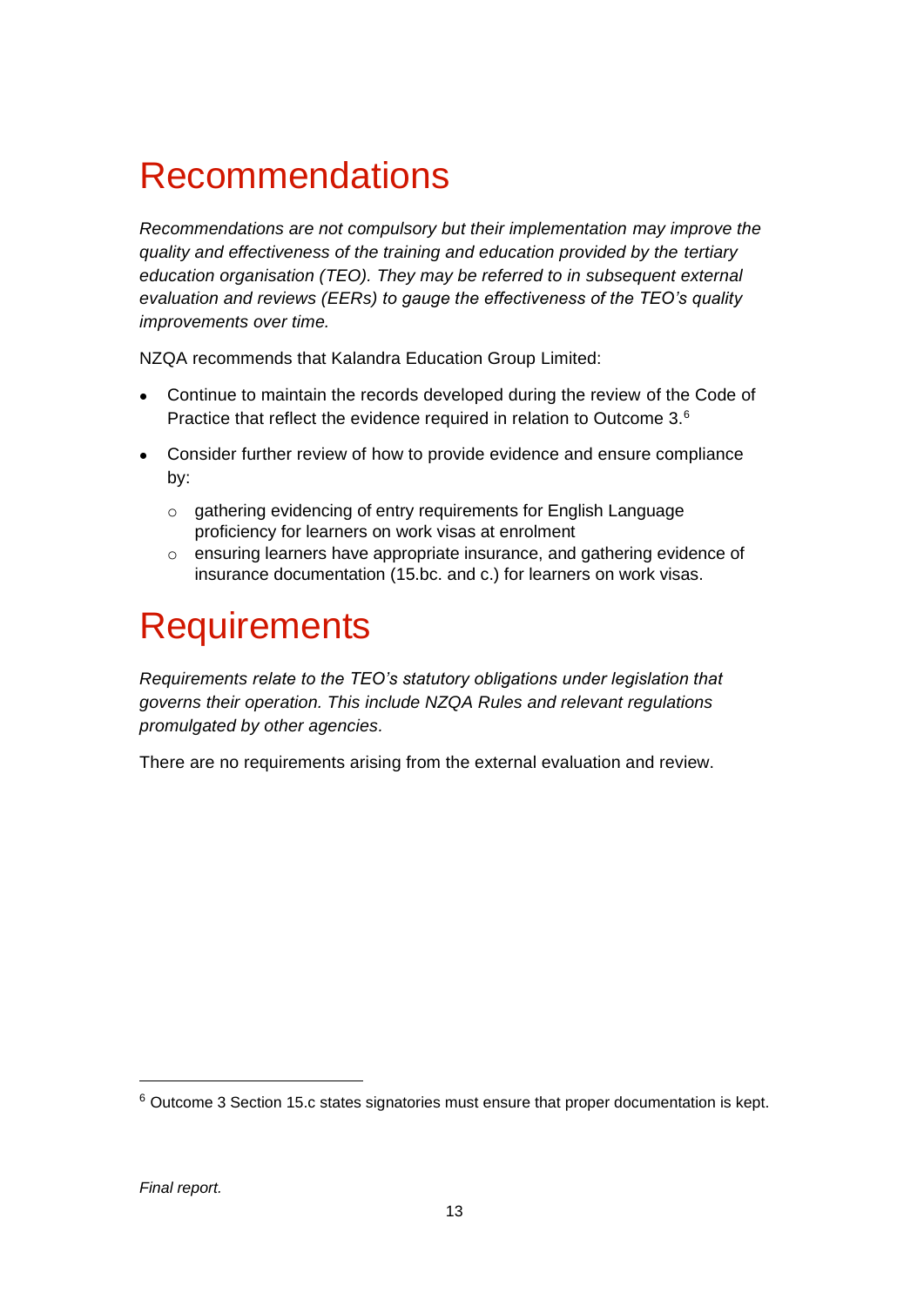# Recommendations

*Recommendations are not compulsory but their implementation may improve the quality and effectiveness of the training and education provided by the tertiary education organisation (TEO). They may be referred to in subsequent external evaluation and reviews (EERs) to gauge the effectiveness of the TEO's quality improvements over time.*

NZQA recommends that Kalandra Education Group Limited:

- Continue to maintain the records developed during the review of the Code of Practice that reflect the evidence required in relation to Outcome 3.[6]
- Consider further review of how to provide evidence and ensure compliance by:
    - gathering evidencing of entry requirements for English Language proficiency for learners on work visas at enrolment
    - ensuring learners have appropriate insurance, and gathering evidence of insurance documentation (15.bc. and c.) for learners on work visas.

# Requirements

*Requirements relate to the TEO's statutory obligations under legislation that governs their operation. This include NZQA Rules and relevant regulations promulgated by other agencies.*

There are no requirements arising from the external evaluation and review.

---

[6] Outcome 3 Section 15.c states signatories must ensure that proper documentation is kept.

*Final report.*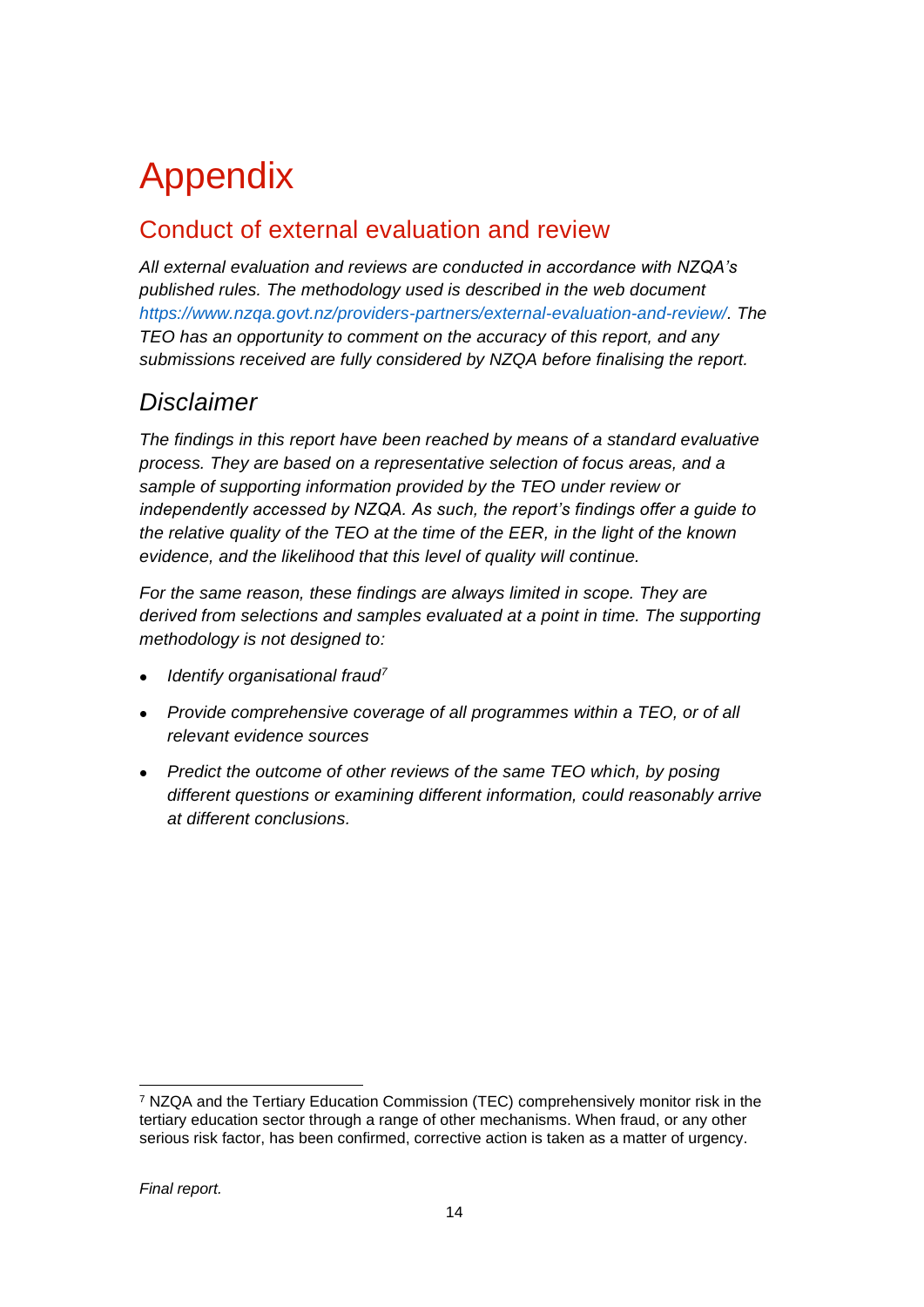# Appendix

## Conduct of external evaluation and review

*All external evaluation and reviews are conducted in accordance with NZQA's published rules. The methodology used is described in the web document https://www.nzqa.govt.nz/providers-partners/external-evaluation-and-review/. The TEO has an opportunity to comment on the accuracy of this report, and any submissions received are fully considered by NZQA before finalising the report.*

## *Disclaimer*

*The findings in this report have been reached by means of a standard evaluative process. They are based on a representative selection of focus areas, and a sample of supporting information provided by the TEO under review or independently accessed by NZQA. As such, the report's findings offer a guide to the relative quality of the TEO at the time of the EER, in the light of the known evidence, and the likelihood that this level of quality will continue.*

*For the same reason, these findings are always limited in scope. They are derived from selections and samples evaluated at a point in time. The supporting methodology is not designed to:*

- *Identify organisational fraud*[7]
- *Provide comprehensive coverage of all programmes within a TEO, or of all relevant evidence sources*
- *Predict the outcome of other reviews of the same TEO which, by posing different questions or examining different information, could reasonably arrive at different conclusions.*

---

[7] NZQA and the Tertiary Education Commission (TEC) comprehensively monitor risk in the tertiary education sector through a range of other mechanisms. When fraud, or any other serious risk factor, has been confirmed, corrective action is taken as a matter of urgency.

*Final report.*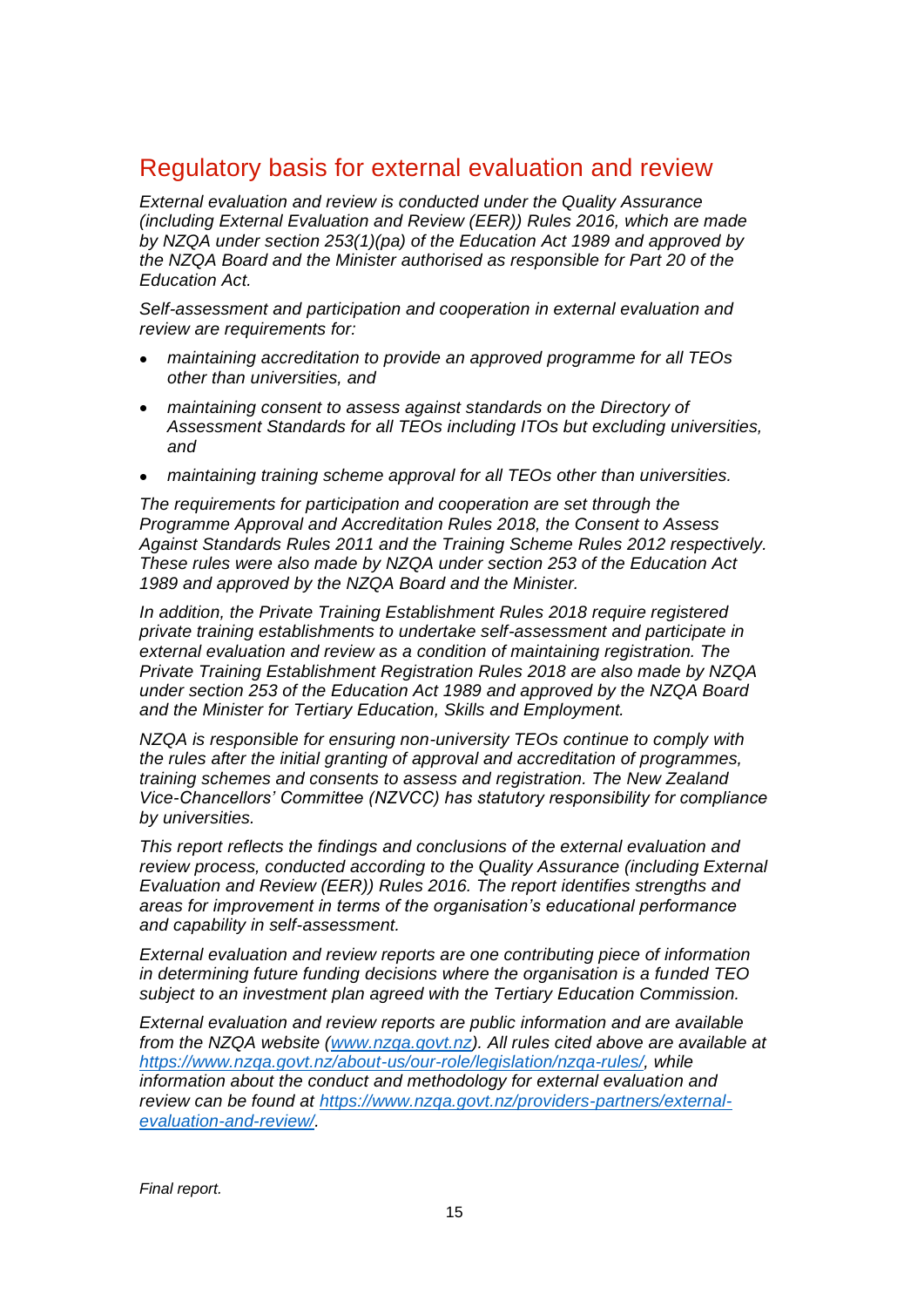## Regulatory basis for external evaluation and review

*External evaluation and review is conducted under the Quality Assurance (including External Evaluation and Review (EER)) Rules 2016, which are made by NZQA under section 253(1)(pa) of the Education Act 1989 and approved by the NZQA Board and the Minister authorised as responsible for Part 20 of the Education Act.*

*Self-assessment and participation and cooperation in external evaluation and review are requirements for:*

- *maintaining accreditation to provide an approved programme for all TEOs other than universities, and*
- *maintaining consent to assess against standards on the Directory of Assessment Standards for all TEOs including ITOs but excluding universities, and*
- *maintaining training scheme approval for all TEOs other than universities.*

*The requirements for participation and cooperation are set through the Programme Approval and Accreditation Rules 2018, the Consent to Assess Against Standards Rules 2011 and the Training Scheme Rules 2012 respectively. These rules were also made by NZQA under section 253 of the Education Act 1989 and approved by the NZQA Board and the Minister.*

*In addition, the Private Training Establishment Rules 2018 require registered private training establishments to undertake self-assessment and participate in external evaluation and review as a condition of maintaining registration. The Private Training Establishment Registration Rules 2018 are also made by NZQA under section 253 of the Education Act 1989 and approved by the NZQA Board and the Minister for Tertiary Education, Skills and Employment.*

*NZQA is responsible for ensuring non-university TEOs continue to comply with the rules after the initial granting of approval and accreditation of programmes, training schemes and consents to assess and registration. The New Zealand Vice-Chancellors' Committee (NZVCC) has statutory responsibility for compliance by universities.*

*This report reflects the findings and conclusions of the external evaluation and review process, conducted according to the Quality Assurance (including External Evaluation and Review (EER)) Rules 2016. The report identifies strengths and areas for improvement in terms of the organisation's educational performance and capability in self-assessment.*

*External evaluation and review reports are one contributing piece of information in determining future funding decisions where the organisation is a funded TEO subject to an investment plan agreed with the Tertiary Education Commission.*

*External evaluation and review reports are public information and are available from the NZQA website ([www.nzqa.govt.nz](www.nzqa.govt.nz)). All rules cited above are available at [https://www.nzqa.govt.nz/about-us/our-role/legislation/nzqa-rules/](https://www.nzqa.govt.nz/about-us/our-role/legislation/nzqa-rules/), while information about the conduct and methodology for external evaluation and review can be found at [https://www.nzqa.govt.nz/providers-partners/external-evaluation-and-review/](https://www.nzqa.govt.nz/providers-partners/external-evaluation-and-review/).*

*Final report.*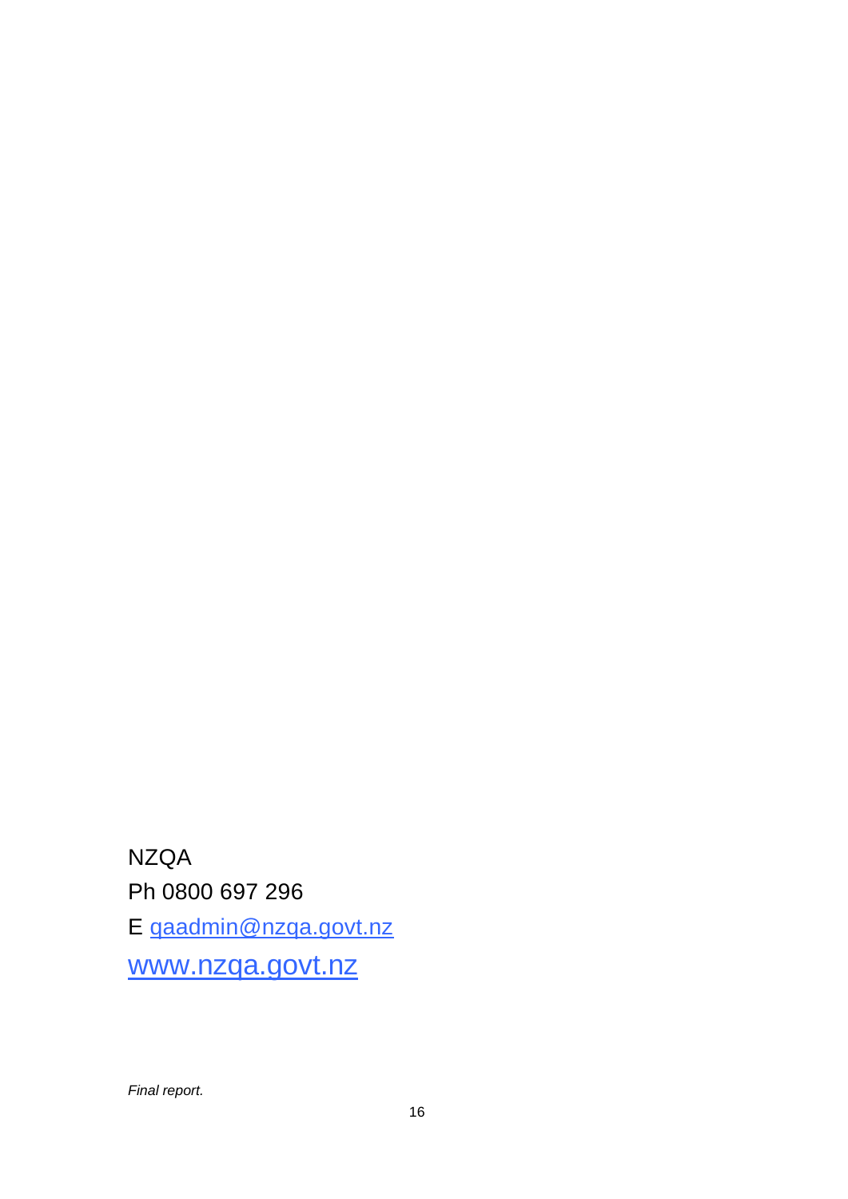NZQA

Ph 0800 697 296

E [qaadmin@nzqa.govt.nz](mailto:qaadmin@nzqa.govt.nz)

[www.nzqa.govt.nz](http://www.nzqa.govt.nz)

*Final report.*